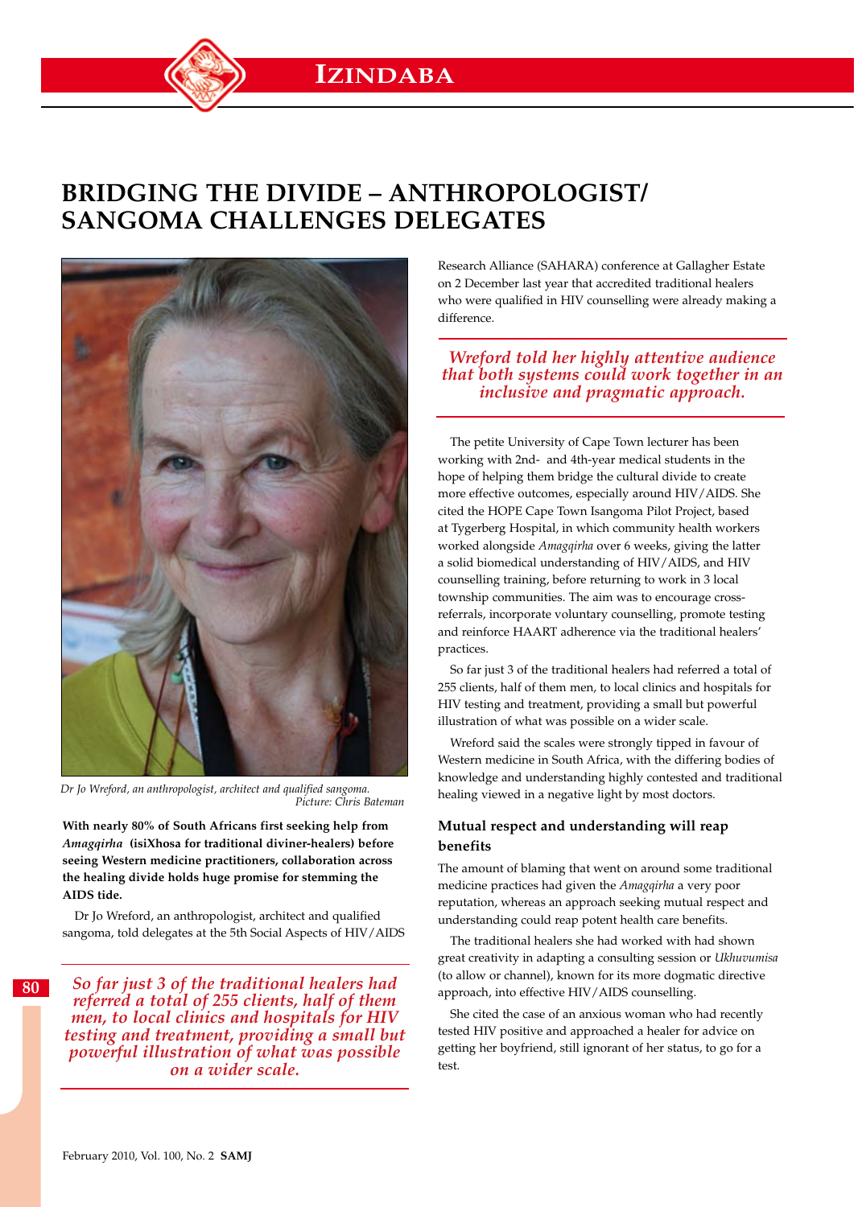# BRIDGING THE DIVIDE – ANTHROPOLOGIST/SANGOMA CHALLENGES DELEGATES

*Dr Jo Wreford, an anthropologist, architect and qualified sangoma.*
*Picture: Chris Bateman*

**With nearly 80% of South Africans first seeking help from *Amagqirha* (isiXhosa for traditional diviner-healers) before seeing Western medicine practitioners, collaboration across the healing divide holds huge promise for stemming the AIDS tide.**

Dr Jo Wreford, an anthropologist, architect and qualified sangoma, told delegates at the 5th Social Aspects of HIV/AIDS Research Alliance (SAHARA) conference at Gallagher Estate on 2 December last year that accredited traditional healers who were qualified in HIV counselling were already making a difference.

> *So far just 3 of the traditional healers had referred a total of 255 clients, half of them men, to local clinics and hospitals for HIV testing and treatment, providing a small but powerful illustration of what was possible on a wider scale.*

> *Wreford told her highly attentive audience that both systems could work together in an inclusive and pragmatic approach.*

The petite University of Cape Town lecturer has been working with 2nd- and 4th-year medical students in the hope of helping them bridge the cultural divide to create more effective outcomes, especially around HIV/AIDS. She cited the HOPE Cape Town Isangoma Pilot Project, based at Tygerberg Hospital, in which community health workers worked alongside *Amagqirha* over 6 weeks, giving the latter a solid biomedical understanding of HIV/AIDS, and HIV counselling training, before returning to work in 3 local township communities. The aim was to encourage cross-referrals, incorporate voluntary counselling, promote testing and reinforce HAART adherence via the traditional healers' practices.

So far just 3 of the traditional healers had referred a total of 255 clients, half of them men, to local clinics and hospitals for HIV testing and treatment, providing a small but powerful illustration of what was possible on a wider scale.

Wreford said the scales were strongly tipped in favour of Western medicine in South Africa, with the differing bodies of knowledge and understanding highly contested and traditional healing viewed in a negative light by most doctors.

### Mutual respect and understanding will reap benefits

The amount of blaming that went on around some traditional medicine practices had given the *Amagqirha* a very poor reputation, whereas an approach seeking mutual respect and understanding could reap potent health care benefits.

The traditional healers she had worked with had shown great creativity in adapting a consulting session or *Ukhuvumisa* (to allow or channel), known for its more dogmatic directive approach, into effective HIV/AIDS counselling.

She cited the case of an anxious woman who had recently tested HIV positive and approached a healer for advice on getting her boyfriend, still ignorant of her status, to go for a test.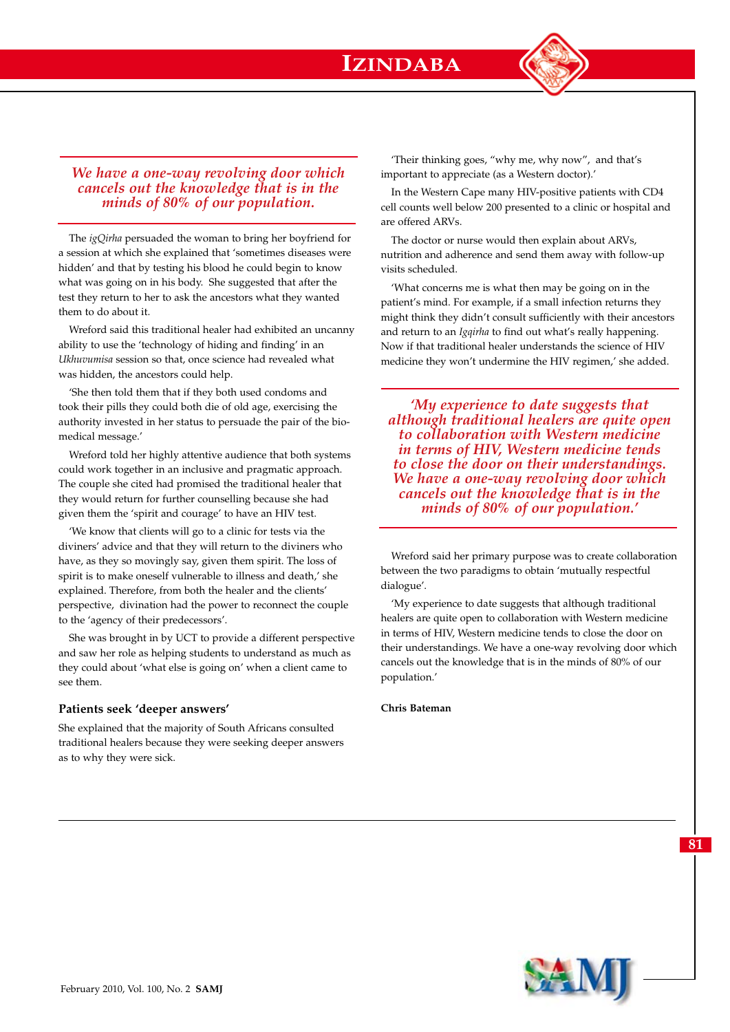*We have a one-way revolving door which cancels out the knowledge that is in the minds of 80% of our population.*

The *igQirha* persuaded the woman to bring her boyfriend for a session at which she explained that 'sometimes diseases were hidden' and that by testing his blood he could begin to know what was going on in his body. She suggested that after the test they return to her to ask the ancestors what they wanted them to do about it.

Wreford said this traditional healer had exhibited an uncanny ability to use the 'technology of hiding and finding' in an *Ukhuvumisa* session so that, once science had revealed what was hidden, the ancestors could help.

'She then told them that if they both used condoms and took their pills they could both die of old age, exercising the authority invested in her status to persuade the pair of the bio-medical message.'

Wreford told her highly attentive audience that both systems could work together in an inclusive and pragmatic approach. The couple she cited had promised the traditional healer that they would return for further counselling because she had given them the 'spirit and courage' to have an HIV test.

'We know that clients will go to a clinic for tests via the diviners' advice and that they will return to the diviners who have, as they so movingly say, given them spirit. The loss of spirit is to make oneself vulnerable to illness and death,' she explained. Therefore, from both the healer and the clients' perspective, divination had the power to reconnect the couple to the 'agency of their predecessors'.

She was brought in by UCT to provide a different perspective and saw her role as helping students to understand as much as they could about 'what else is going on' when a client came to see them.

### Patients seek 'deeper answers'

She explained that the majority of South Africans consulted traditional healers because they were seeking deeper answers as to why they were sick.

'Their thinking goes, "why me, why now", and that's important to appreciate (as a Western doctor).'

In the Western Cape many HIV-positive patients with CD4 cell counts well below 200 presented to a clinic or hospital and are offered ARVs.

The doctor or nurse would then explain about ARVs, nutrition and adherence and send them away with follow-up visits scheduled.

'What concerns me is what then may be going on in the patient's mind. For example, if a small infection returns they might think they didn't consult sufficiently with their ancestors and return to an *Igqirha* to find out what's really happening. Now if that traditional healer understands the science of HIV medicine they won't undermine the HIV regimen,' she added.

*'My experience to date suggests that although traditional healers are quite open to collaboration with Western medicine in terms of HIV, Western medicine tends to close the door on their understandings. We have a one-way revolving door which cancels out the knowledge that is in the minds of 80% of our population.'*

Wreford said her primary purpose was to create collaboration between the two paradigms to obtain 'mutually respectful dialogue'.

'My experience to date suggests that although traditional healers are quite open to collaboration with Western medicine in terms of HIV, Western medicine tends to close the door on their understandings. We have a one-way revolving door which cancels out the knowledge that is in the minds of 80% of our population.'

**Chris Bateman**